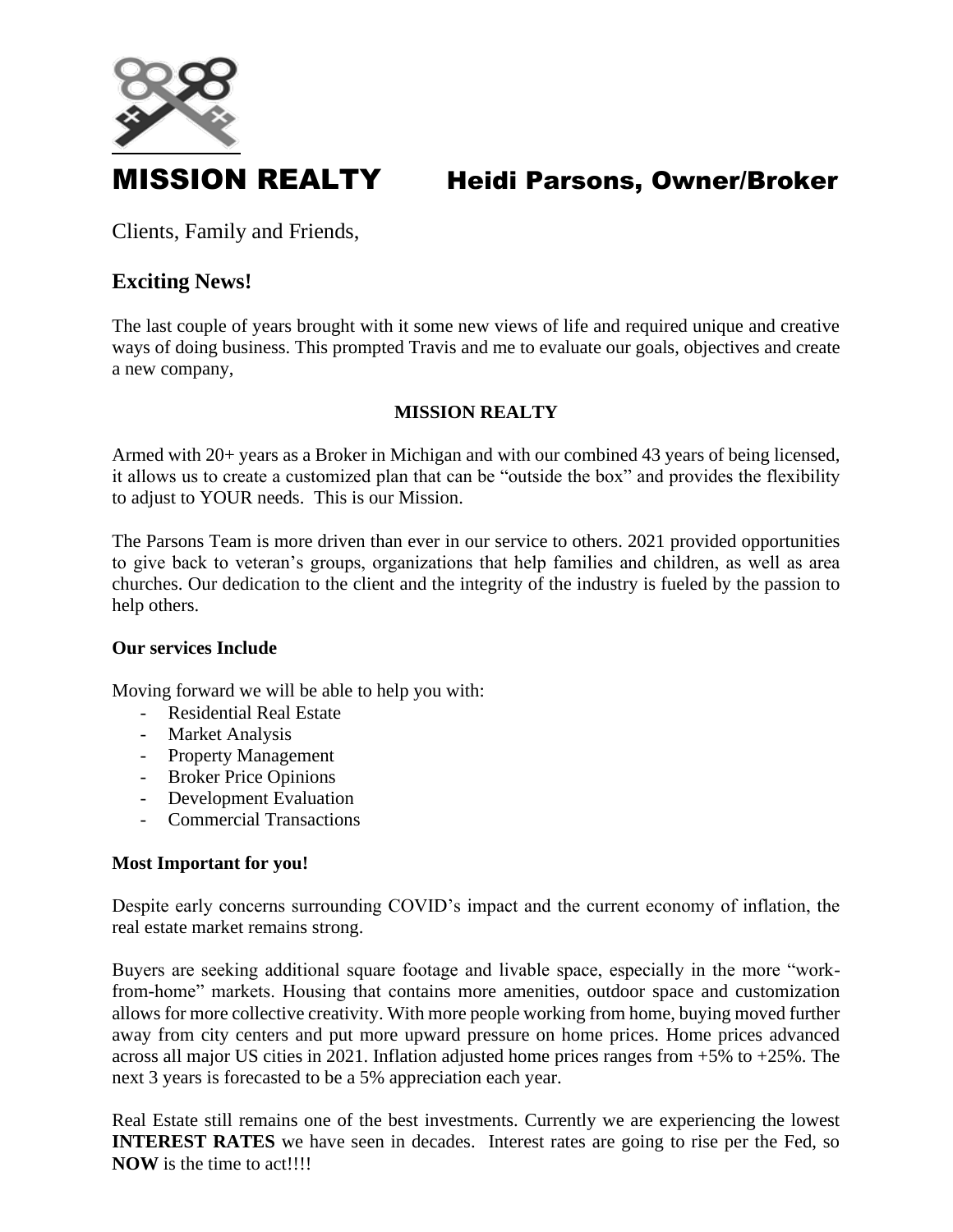# MISSION REALTY     Heidi Parsons, Owner/Broker

Clients, Family and Friends,

## Exciting News!

The last couple of years brought with it some new views of life and required unique and creative ways of doing business. This prompted Travis and me to evaluate our goals, objectives and create a new company,

**MISSION REALTY**

Armed with 20+ years as a Broker in Michigan and with our combined 43 years of being licensed, it allows us to create a customized plan that can be "outside the box" and provides the flexibility to adjust to YOUR needs. This is our Mission.

The Parsons Team is more driven than ever in our service to others. 2021 provided opportunities to give back to veteran's groups, organizations that help families and children, as well as area churches. Our dedication to the client and the integrity of the industry is fueled by the passion to help others.

**Our services Include**

Moving forward we will be able to help you with:

- Residential Real Estate
- Market Analysis
- Property Management
- Broker Price Opinions
- Development Evaluation
- Commercial Transactions

**Most Important for you!**

Despite early concerns surrounding COVID's impact and the current economy of inflation, the real estate market remains strong.

Buyers are seeking additional square footage and livable space, especially in the more "work-from-home" markets. Housing that contains more amenities, outdoor space and customization allows for more collective creativity. With more people working from home, buying moved further away from city centers and put more upward pressure on home prices. Home prices advanced across all major US cities in 2021. Inflation adjusted home prices ranges from +5% to +25%. The next 3 years is forecasted to be a 5% appreciation each year.

Real Estate still remains one of the best investments. Currently we are experiencing the lowest **INTEREST RATES** we have seen in decades. Interest rates are going to rise per the Fed, so **NOW** is the time to act!!!!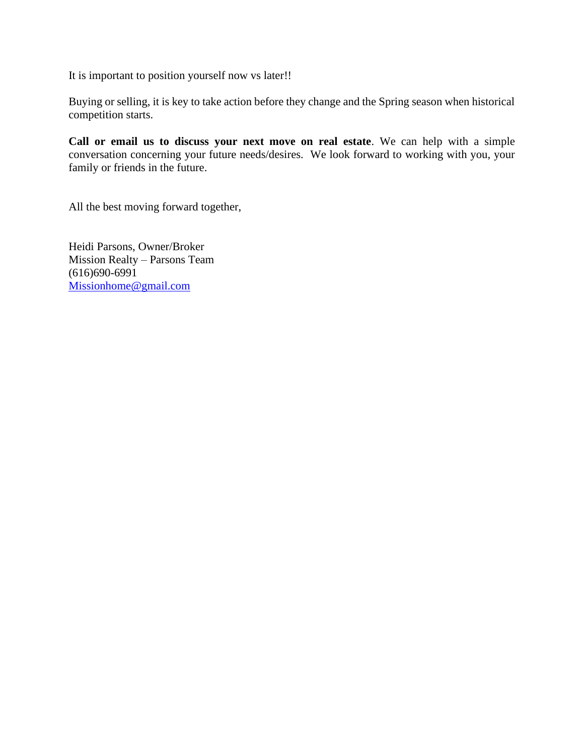It is important to position yourself now vs later!!

Buying or selling, it is key to take action before they change and the Spring season when historical competition starts.

**Call or email us to discuss your next move on real estate**. We can help with a simple conversation concerning your future needs/desires. We look forward to working with you, your family or friends in the future.

All the best moving forward together,

Heidi Parsons, Owner/Broker
Mission Realty – Parsons Team
(616)690-6991
Missionhome@gmail.com